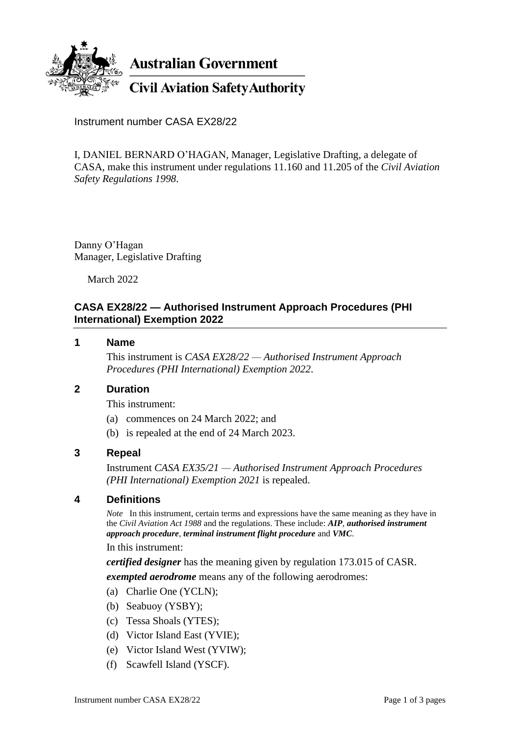**Australian Government**

**Civil Aviation Safety Authority**

Instrument number CASA EX28/22

I, DANIEL BERNARD O'HAGAN, Manager, Legislative Drafting, a delegate of CASA, make this instrument under regulations 11.160 and 11.205 of the *Civil Aviation Safety Regulations 1998*.

Danny O'Hagan
Manager, Legislative Drafting

March 2022

## CASA EX28/22 — Authorised Instrument Approach Procedures (PHI International) Exemption 2022

### 1 Name

This instrument is *CASA EX28/22 — Authorised Instrument Approach Procedures (PHI International) Exemption 2022*.

### 2 Duration

This instrument:

(a) commences on 24 March 2022; and

(b) is repealed at the end of 24 March 2023.

### 3 Repeal

Instrument *CASA EX35/21 — Authorised Instrument Approach Procedures (PHI International) Exemption 2021* is repealed.

### 4 Definitions

*Note* In this instrument, certain terms and expressions have the same meaning as they have in the *Civil Aviation Act 1988* and the regulations. These include: ***AIP***, ***authorised instrument approach procedure***, ***terminal instrument flight procedure*** and ***VMC***.

In this instrument:

***certified designer*** has the meaning given by regulation 173.015 of CASR.

***exempted aerodrome*** means any of the following aerodromes:

(a) Charlie One (YCLN);

(b) Seabuoy (YSBY);

(c) Tessa Shoals (YTES);

(d) Victor Island East (YVIE);

(e) Victor Island West (YVIW);

(f) Scawfell Island (YSCF).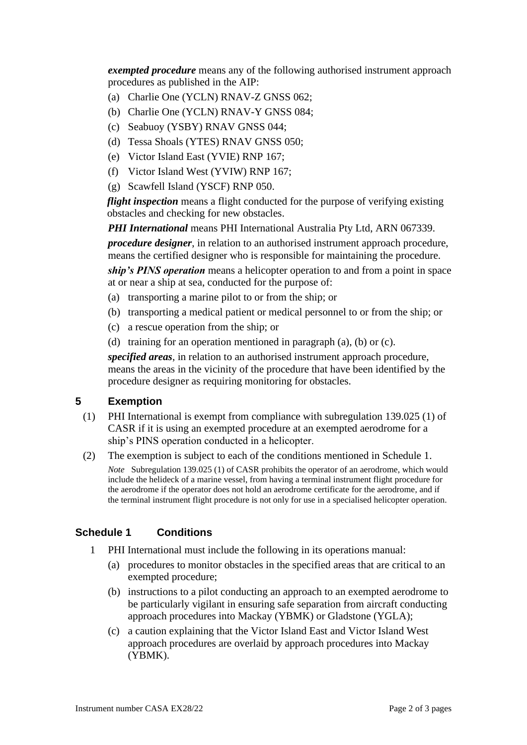***exempted procedure*** means any of the following authorised instrument approach procedures as published in the AIP:

(a) Charlie One (YCLN) RNAV-Z GNSS 062;

(b) Charlie One (YCLN) RNAV-Y GNSS 084;

(c) Seabuoy (YSBY) RNAV GNSS 044;

(d) Tessa Shoals (YTES) RNAV GNSS 050;

(e) Victor Island East (YVIE) RNP 167;

(f) Victor Island West (YVIW) RNP 167;

(g) Scawfell Island (YSCF) RNP 050.

***flight inspection*** means a flight conducted for the purpose of verifying existing obstacles and checking for new obstacles.

***PHI International*** means PHI International Australia Pty Ltd, ARN 067339.

***procedure designer***, in relation to an authorised instrument approach procedure, means the certified designer who is responsible for maintaining the procedure.

***ship's PINS operation*** means a helicopter operation to and from a point in space at or near a ship at sea, conducted for the purpose of:

(a) transporting a marine pilot to or from the ship; or

(b) transporting a medical patient or medical personnel to or from the ship; or

(c) a rescue operation from the ship; or

(d) training for an operation mentioned in paragraph (a), (b) or (c).

***specified areas***, in relation to an authorised instrument approach procedure, means the areas in the vicinity of the procedure that have been identified by the procedure designer as requiring monitoring for obstacles.

## 5 Exemption

(1) PHI International is exempt from compliance with subregulation 139.025 (1) of CASR if it is using an exempted procedure at an exempted aerodrome for a ship's PINS operation conducted in a helicopter.

(2) The exemption is subject to each of the conditions mentioned in Schedule 1.

*Note* Subregulation 139.025 (1) of CASR prohibits the operator of an aerodrome, which would include the helideck of a marine vessel, from having a terminal instrument flight procedure for the aerodrome if the operator does not hold an aerodrome certificate for the aerodrome, and if the terminal instrument flight procedure is not only for use in a specialised helicopter operation.

## Schedule 1 Conditions

1 PHI International must include the following in its operations manual:

(a) procedures to monitor obstacles in the specified areas that are critical to an exempted procedure;

(b) instructions to a pilot conducting an approach to an exempted aerodrome to be particularly vigilant in ensuring safe separation from aircraft conducting approach procedures into Mackay (YBMK) or Gladstone (YGLA);

(c) a caution explaining that the Victor Island East and Victor Island West approach procedures are overlaid by approach procedures into Mackay (YBMK).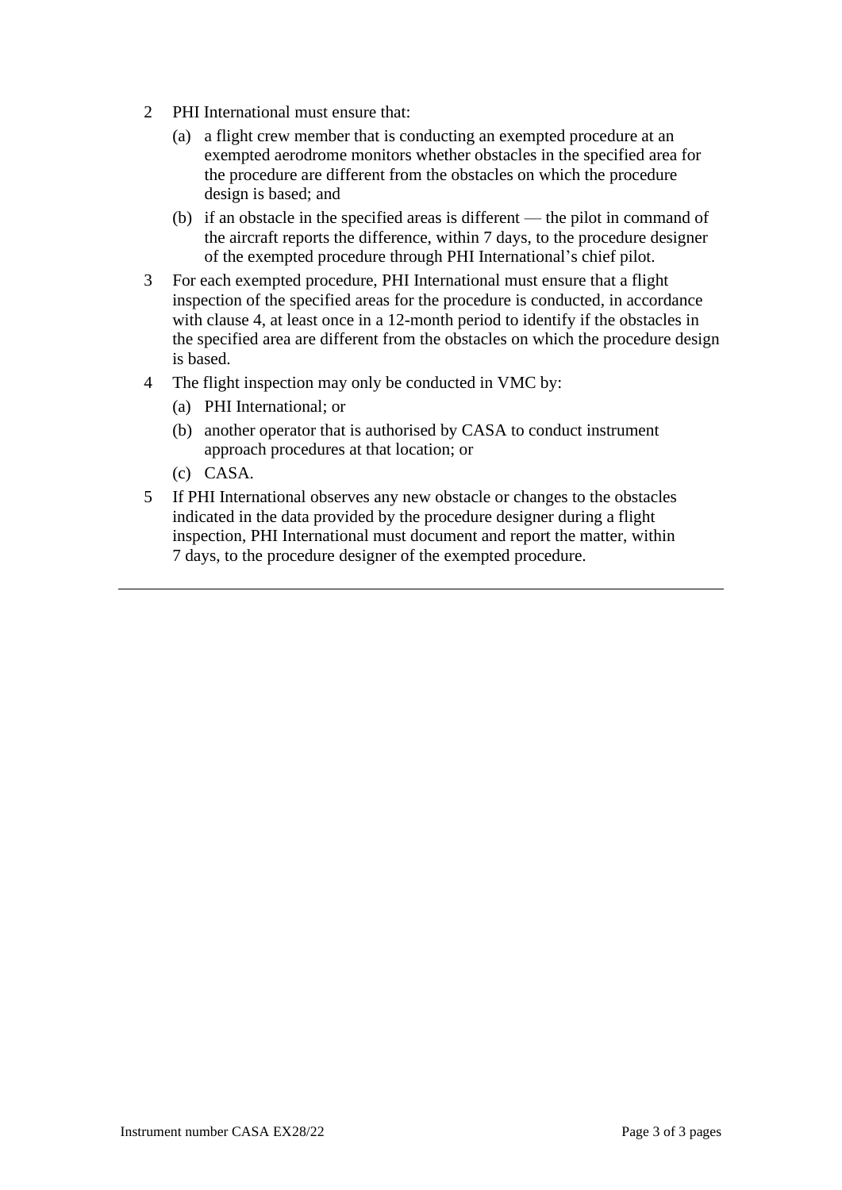2 PHI International must ensure that:

(a) a flight crew member that is conducting an exempted procedure at an exempted aerodrome monitors whether obstacles in the specified area for the procedure are different from the obstacles on which the procedure design is based; and

(b) if an obstacle in the specified areas is different — the pilot in command of the aircraft reports the difference, within 7 days, to the procedure designer of the exempted procedure through PHI International's chief pilot.

3 For each exempted procedure, PHI International must ensure that a flight inspection of the specified areas for the procedure is conducted, in accordance with clause 4, at least once in a 12-month period to identify if the obstacles in the specified area are different from the obstacles on which the procedure design is based.

4 The flight inspection may only be conducted in VMC by:

(a) PHI International; or

(b) another operator that is authorised by CASA to conduct instrument approach procedures at that location; or

(c) CASA.

5 If PHI International observes any new obstacle or changes to the obstacles indicated in the data provided by the procedure designer during a flight inspection, PHI International must document and report the matter, within 7 days, to the procedure designer of the exempted procedure.

---